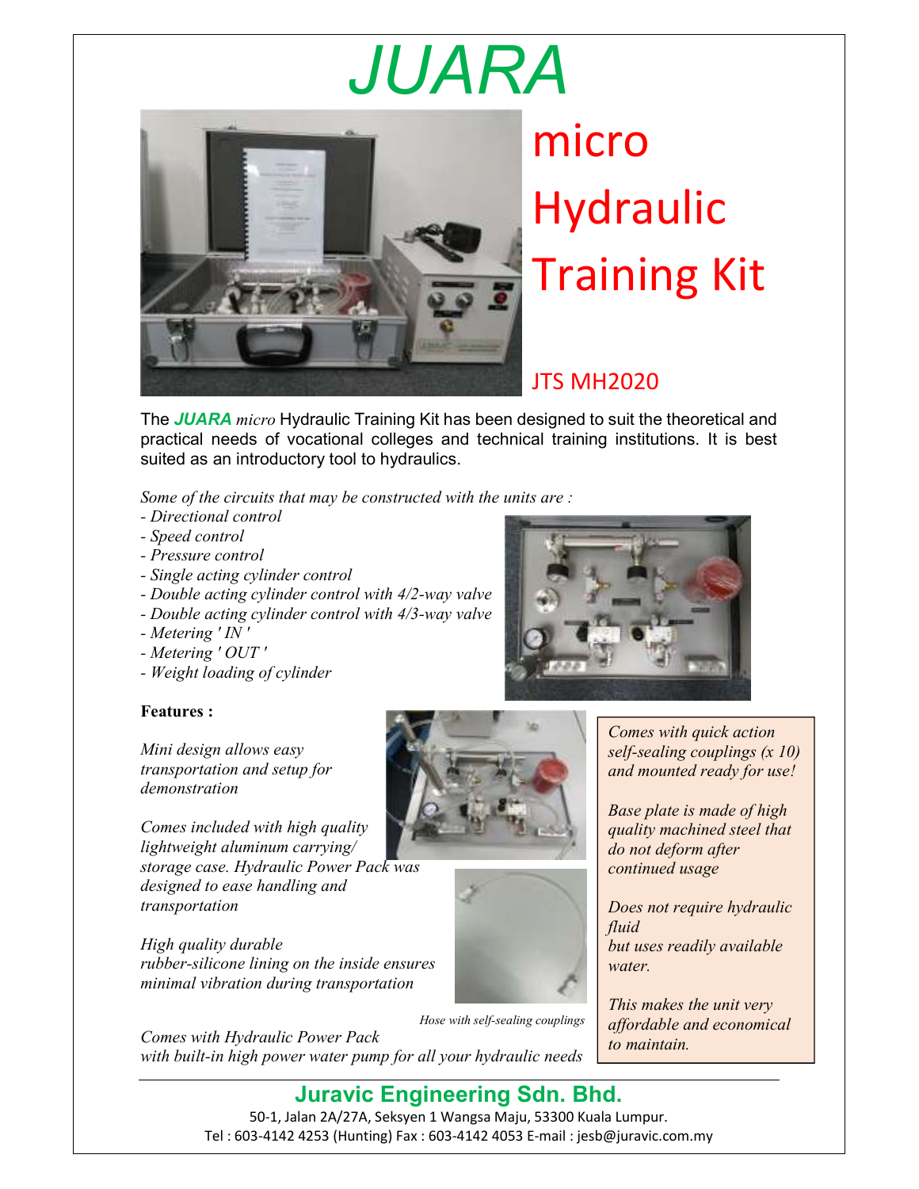# JUARA

# micro Hydraulic Training Kit

## JTS MH2020

The ***JUARA*** *micro* Hydraulic Training Kit has been designed to suit the theoretical and practical needs of vocational colleges and technical training institutions. It is best suited as an introductory tool to hydraulics.

*Some of the circuits that may be constructed with the units are :*

- *Directional control*
- *Speed control*
- *Pressure control*
- *Single acting cylinder control*
- *Double acting cylinder control with 4/2-way valve*
- *Double acting cylinder control with 4/3-way valve*
- *Metering ' IN '*
- *Metering ' OUT '*
- *Weight loading of cylinder*

**Features :**

*Mini design allows easy transportation and setup for demonstration*

*Comes included with high quality lightweight aluminum carrying/ storage case. Hydraulic Power Pack was designed to ease handling and transportation*

*High quality durable rubber-silicone lining on the inside ensures minimal vibration during transportation*

*Comes with Hydraulic Power Pack with built-in high power water pump for all your hydraulic needs*

*Hose with self-sealing couplings*

*Comes with quick action self-sealing couplings (x 10) and mounted ready for use!*

*Base plate is made of high quality machined steel that do not deform after continued usage*

*Does not require hydraulic fluid but uses readily available water.*

*This makes the unit very affordable and economical to maintain.*

---

**Juravic Engineering Sdn. Bhd.**

50-1, Jalan 2A/27A, Seksyen 1 Wangsa Maju, 53300 Kuala Lumpur.
Tel : 603-4142 4253 (Hunting) Fax : 603-4142 4053 E-mail : jesb@juravic.com.my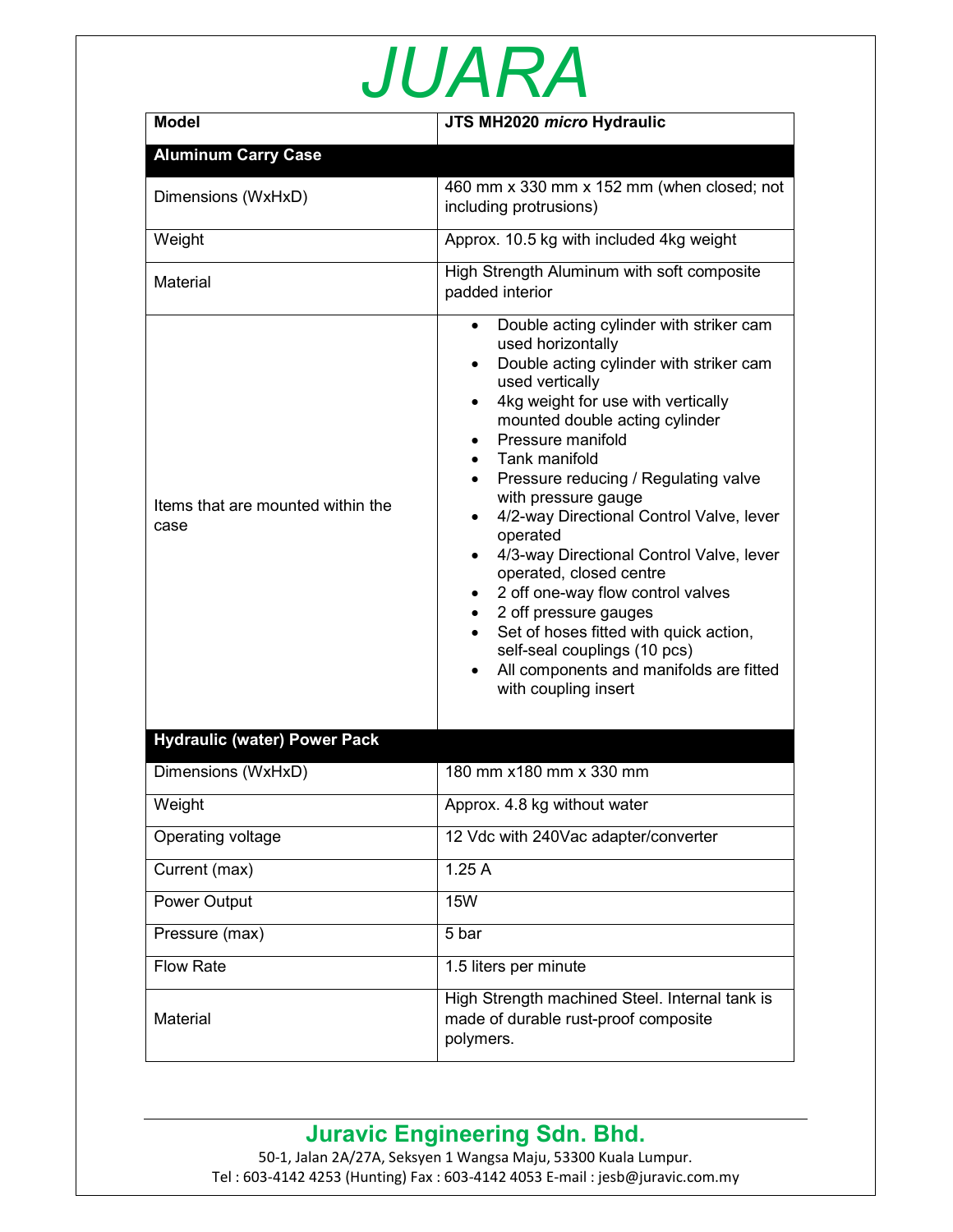# JUARA

| **Model** | **JTS MH2020 *micro* Hydraulic** |
|---|---|
| **Aluminum Carry Case** | |
| Dimensions (WxHxD) | 460 mm x 330 mm x 152 mm (when closed; not including protrusions) |
| Weight | Approx. 10.5 kg with included 4kg weight |
| Material | High Strength Aluminum with soft composite padded interior |
| Items that are mounted within the case | • Double acting cylinder with striker cam used horizontally<br>• Double acting cylinder with striker cam used vertically<br>• 4kg weight for use with vertically mounted double acting cylinder<br>• Pressure manifold<br>• Tank manifold<br>• Pressure reducing / Regulating valve with pressure gauge<br>• 4/2-way Directional Control Valve, lever operated<br>• 4/3-way Directional Control Valve, lever operated, closed centre<br>• 2 off one-way flow control valves<br>• 2 off pressure gauges<br>• Set of hoses fitted with quick action, self-seal couplings (10 pcs)<br>• All components and manifolds are fitted with coupling insert |
| **Hydraulic (water) Power Pack** | |
| Dimensions (WxHxD) | 180 mm x180 mm x 330 mm |
| Weight | Approx. 4.8 kg without water |
| Operating voltage | 12 Vdc with 240Vac adapter/converter |
| Current (max) | 1.25 A |
| Power Output | 15W |
| Pressure (max) | 5 bar |
| Flow Rate | 1.5 liters per minute |
| Material | High Strength machined Steel. Internal tank is made of durable rust-proof composite polymers. |

**Juravic Engineering Sdn. Bhd.**

50-1, Jalan 2A/27A, Seksyen 1 Wangsa Maju, 53300 Kuala Lumpur.

Tel : 603-4142 4253 (Hunting) Fax : 603-4142 4053 E-mail : jesb@juravic.com.my